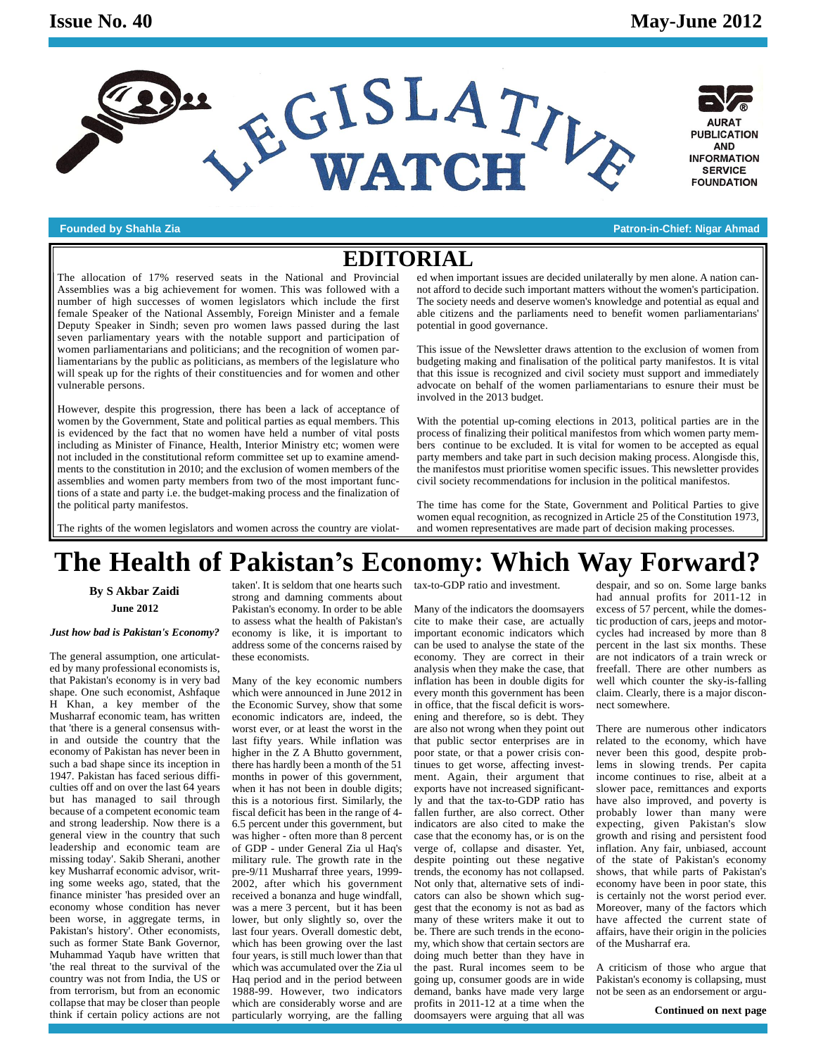Issue No. 40 May-June 2012

# LEGISLATIVE WATCH

AURAT PUBLICATION AND INFORMATION SERVICE FOUNDATION

Founded by Shahla Zia

Patron-in-Chief: Nigar Ahmad

## EDITORIAL

The allocation of 17% reserved seats in the National and Provincial Assemblies was a big achievement for women. This was followed with a number of high successes of women legislators which include the first female Speaker of the National Assembly, Foreign Minister and a female Deputy Speaker in Sindh; seven pro women laws passed during the last seven parliamentary years with the notable support and participation of women parliamentarians and politicians; and the recognition of women parliamentarians by the public as politicians, as members of the legislature who will speak up for the rights of their constituencies and for women and other vulnerable persons.

However, despite this progression, there has been a lack of acceptance of women by the Government, State and political parties as equal members. This is evidenced by the fact that no women have held a number of vital posts including as Minister of Finance, Health, Interior Ministry etc; women were not included in the constitutional reform committee set up to examine amendments to the constitution in 2010; and the exclusion of women members of the assemblies and women party members from two of the most important functions of a state and party i.e. the budget-making process and the finalization of the political party manifestos.

The rights of the women legislators and women across the country are violated when important issues are decided unilaterally by men alone. A nation cannot afford to decide such important matters without the women's participation. The society needs and deserve women's knowledge and potential as equal and able citizens and the parliaments need to benefit women parliamentarians' potential in good governance.

This issue of the Newsletter draws attention to the exclusion of women from budgeting making and finalisation of the political party manifestos. It is vital that this issue is recognized and civil society must support and immediately advocate on behalf of the women parliamentarians to esnure their must be involved in the 2013 budget.

With the potential up-coming elections in 2013, political parties are in the process of finalizing their political manifestos from which women party members continue to be excluded. It is vital for women to be accepted as equal party members and take part in such decision making process. Alongside this, the manifestos must prioritise women specific issues. This newsletter provides civil society recommendations for inclusion in the political manifestos.

The time has come for the State, Government and Political Parties to give women equal recognition, as recognized in Article 25 of the Constitution 1973, and women representatives are made part of decision making processes.

# The Health of Pakistan's Economy: Which Way Forward?

**By S Akbar Zaidi**

**June 2012**

***Just how bad is Pakistan's Economy?***

The general assumption, one articulated by many professional economists is, that Pakistan's economy is in very bad shape. One such economist, Ashfaque H Khan, a key member of the Musharraf economic team, has written that 'there is a general consensus within and outside the country that the economy of Pakistan has never been in such a bad shape since its inception in 1947. Pakistan has faced serious difficulties off and on over the last 64 years but has managed to sail through because of a competent economic team and strong leadership. Now there is a general view in the country that such leadership and economic team are missing today'. Sakib Sherani, another key Musharraf economic advisor, writing some weeks ago, stated, that the finance minister 'has presided over an economy whose condition has never been worse, in aggregate terms, in Pakistan's history'. Other economists, such as former State Bank Governor, Muhammad Yaqub have written that 'the real threat to the survival of the country was not from India, the US or from terrorism, but from an economic collapse that may be closer than people think if certain policy actions are not taken'. It is seldom that one hearts such strong and damning comments about Pakistan's economy. In order to be able to assess what the health of Pakistan's economy is like, it is important to address some of the concerns raised by these economists.

Many of the key economic numbers which were announced in June 2012 in the Economic Survey, show that some economic indicators are, indeed, the worst ever, or at least the worst in the last fifty years. While inflation was higher in the Z A Bhutto government, there has hardly been a month of the 51 months in power of this government, when it has not been in double digits; this is a notorious first. Similarly, the fiscal deficit has been in the range of 4-6.5 percent under this government, but was higher - often more than 8 percent of GDP - under General Zia ul Haq's military rule. The growth rate in the pre-9/11 Musharraf three years, 1999-2002, after which his government received a bonanza and huge windfall, was a mere 3 percent, but it has been lower, but only slightly so, over the last four years. Overall domestic debt, which has been growing over the last four years, is still much lower than that which was accumulated over the Zia ul Haq period and in the period between 1988-99. However, two indicators which are considerably worse and are particularly worrying, are the falling tax-to-GDP ratio and investment.

Many of the indicators the doomsayers cite to make their case, are actually important economic indicators which can be used to analyse the state of the economy. They are correct in their analysis when they make the case, that inflation has been in double digits for every month this government has been in office, that the fiscal deficit is worsening and therefore, so is debt. They are also not wrong when they point out that public sector enterprises are in poor state, or that a power crisis continues to get worse, affecting investment. Again, their argument that exports have not increased significantly and that the tax-to-GDP ratio has fallen further, are also correct. Other indicators are also cited to make the case that the economy has, or is on the verge of, collapse and disaster. Yet, despite pointing out these negative trends, the economy has not collapsed. Not only that, alternative sets of indicators can also be shown which suggest that the economy is not as bad as many of these writers make it out to be. There are such trends in the economy, which show that certain sectors are doing much better than they have in the past. Rural incomes seem to be going up, consumer goods are in wide demand, banks have made very large profits in 2011-12 at a time when the doomsayers were arguing that all was despair, and so on. Some large banks had annual profits for 2011-12 in excess of 57 percent, while the domestic production of cars, jeeps and motorcycles had increased by more than 8 percent in the last six months. These are not indicators of a train wreck or freefall. There are other numbers as well which counter the sky-is-falling claim. Clearly, there is a major disconnect somewhere.

There are numerous other indicators related to the economy, which have never been this good, despite problems in slowing trends. Per capita income continues to rise, albeit at a slower pace, remittances and exports have also improved, and poverty is probably lower than many were expecting, given Pakistan's slow growth and rising and persistent food inflation. Any fair, unbiased, account of the state of Pakistan's economy shows, that while parts of Pakistan's economy have been in poor state, this is certainly not the worst period ever. Moreover, many of the factors which have affected the current state of affairs, have their origin in the policies of the Musharraf era.

A criticism of those who argue that Pakistan's economy is collapsing, must not be seen as an endorsement or argu-

**Continued on next page**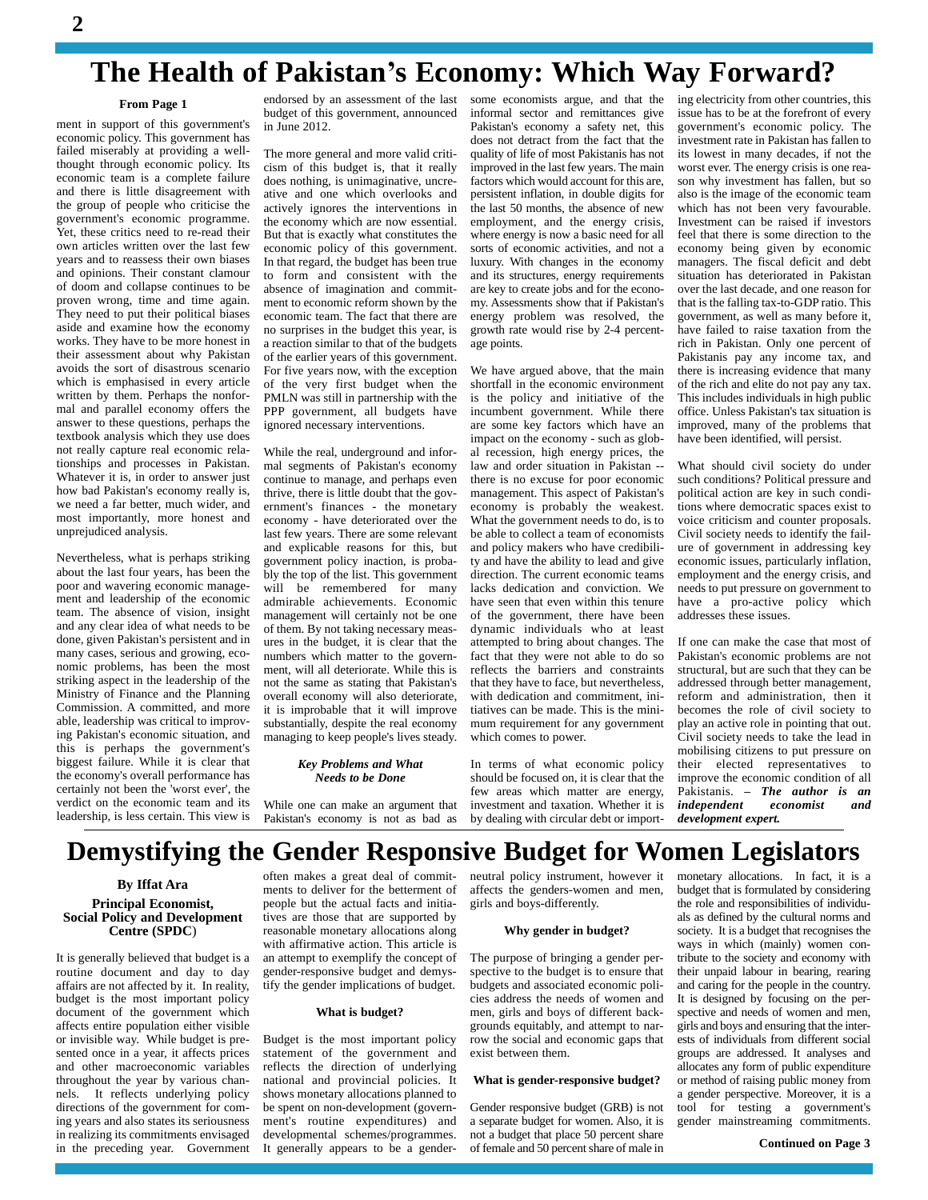# The Health of Pakistan's Economy: Which Way Forward?

**From Page 1**

ment in support of this government's economic policy. This government has failed miserably at providing a well-thought through economic policy. Its economic team is a complete failure and there is little disagreement with the group of people who criticise the government's economic programme. Yet, these critics need to re-read their own articles written over the last few years and to reassess their own biases and opinions. Their constant clamour of doom and collapse continues to be proven wrong, time and time again. They need to put their political biases aside and examine how the economy works. They have to be more honest in their assessment about why Pakistan avoids the sort of disastrous scenario which is emphasised in every article written by them. Perhaps the nonformal and parallel economy offers the answer to these questions, perhaps the textbook analysis which they use does not really capture real economic relationships and processes in Pakistan. Whatever it is, in order to answer just how bad Pakistan's economy really is, we need a far better, much wider, and most importantly, more honest and unprejudiced analysis.

Nevertheless, what is perhaps striking about the last four years, has been the poor and wavering economic management and leadership of the economic team. The absence of vision, insight and any clear idea of what needs to be done, given Pakistan's persistent and in many cases, serious and growing, economic problems, has been the most striking aspect in the leadership of the Ministry of Finance and the Planning Commission. A committed, and more able, leadership was critical to improving Pakistan's economic situation, and this is perhaps the government's biggest failure. While it is clear that the economy's overall performance has certainly not been the 'worst ever', the verdict on the economic team and its leadership, is less certain. This view is endorsed by an assessment of the last budget of this government, announced in June 2012.

The more general and more valid criticism of this budget is, that it really does nothing, is unimaginative, uncreative and one which overlooks and actively ignores the interventions in the economy which are now essential. But that is exactly what constitutes the economic policy of this government. In that regard, the budget has been true to form and consistent with the absence of imagination and commitment to economic reform shown by the economic team. The fact that there are no surprises in the budget this year, is a reaction similar to that of the budgets of the earlier years of this government. For five years now, with the exception of the very first budget when the PMLN was still in partnership with the PPP government, all budgets have ignored necessary interventions.

While the real, underground and informal segments of Pakistan's economy continue to manage, and perhaps even thrive, there is little doubt that the government's finances - the monetary economy - have deteriorated over the last few years. There are some relevant and explicable reasons for this, but government policy inaction, is probably the top of the list. This government will be remembered for many admirable achievements. Economic management will certainly not be one of them. By not taking necessary measures in the budget, it is clear that the numbers which matter to the government, will all deteriorate. While this is not the same as stating that Pakistan's overall economy will also deteriorate, it is improbable that it will improve substantially, despite the real economy managing to keep people's lives steady.

***Key Problems and What Needs to be Done***

While one can make an argument that Pakistan's economy is not as bad as some economists argue, and that the informal sector and remittances give Pakistan's economy a safety net, this does not detract from the fact that the quality of life of most Pakistanis has not improved in the last few years. The main factors which would account for this are, persistent inflation, in double digits for the last 50 months, the absence of new employment, and the energy crisis, where energy is now a basic need for all sorts of economic activities, and not a luxury. With changes in the economy and its structures, energy requirements are key to create jobs and for the economy. Assessments show that if Pakistan's energy problem was resolved, the growth rate would rise by 2-4 percentage points.

We have argued above, that the main shortfall in the economic environment is the policy and initiative of the incumbent government. While there are some key factors which have an impact on the economy - such as global recession, high energy prices, the law and order situation in Pakistan -- there is no excuse for poor economic management. This aspect of Pakistan's economy is probably the weakest. What the government needs to do, is to be able to collect a team of economists and policy makers who have credibility and have the ability to lead and give direction. The current economic teams lacks dedication and conviction. We have seen that even within this tenure of the government, there have been dynamic individuals who at least attempted to bring about changes. The fact that they were not able to do so reflects the barriers and constraints that they have to face, but nevertheless, with dedication and commitment, initiatives can be made. This is the minimum requirement for any government which comes to power.

In terms of what economic policy should be focused on, it is clear that the few areas which matter are energy, investment and taxation. Whether it is by dealing with circular debt or importing electricity from other countries, this issue has to be at the forefront of every government's economic policy. The investment rate in Pakistan has fallen to its lowest in many decades, if not the worst ever. The energy crisis is one reason why investment has fallen, but so also is the image of the economic team which has not been very favourable. Investment can be raised if investors feel that there is some direction to the economy being given by economic managers. The fiscal deficit and debt situation has deteriorated in Pakistan over the last decade, and one reason for that is the falling tax-to-GDP ratio. This government, as well as many before it, have failed to raise taxation from the rich in Pakistan. Only one percent of Pakistanis pay any income tax, and there is increasing evidence that many of the rich and elite do not pay any tax. This includes individuals in high public office. Unless Pakistan's tax situation is improved, many of the problems that have been identified, will persist.

What should civil society do under such conditions? Political pressure and political action are key in such conditions where democratic spaces exist to voice criticism and counter proposals. Civil society needs to identify the failure of government in addressing key economic issues, particularly inflation, employment and the energy crisis, and needs to put pressure on government to have a pro-active policy which addresses these issues.

If one can make the case that most of Pakistan's economic problems are not structural, but are such that they can be addressed through better management, reform and administration, then it becomes the role of civil society to play an active role in pointing that out. Civil society needs to take the lead in mobilising citizens to put pressure on their elected representatives to improve the economic condition of all Pakistanis. – ***The author is an independent economist and development expert.***

# Demystifying the Gender Responsive Budget for Women Legislators

**By Iffat Ara**

**Principal Economist, Social Policy and Development Centre (SPDC)**

It is generally believed that budget is a routine document and day to day affairs are not affected by it. In reality, budget is the most important policy document of the government which affects entire population either visible or invisible way. While budget is presented once in a year, it affects prices and other macroeconomic variables throughout the year by various channels. It reflects underlying policy directions of the government for coming years and also states its seriousness in realizing its commitments envisaged in the preceding year. Government often makes a great deal of commitments to deliver for the betterment of people but the actual facts and initiatives are those that are supported by reasonable monetary allocations along with affirmative action. This article is an attempt to exemplify the concept of gender-responsive budget and demystify the gender implications of budget.

**What is budget?**

Budget is the most important policy statement of the government and reflects the direction of underlying national and provincial policies. It shows monetary allocations planned to be spent on non-development (government's routine expenditures) and developmental schemes/programmes. It generally appears to be a gender-neutral policy instrument, however it affects the genders-women and men, girls and boys-differently.

**Why gender in budget?**

The purpose of bringing a gender perspective to the budget is to ensure that budgets and associated economic policies address the needs of women and men, girls and boys of different backgrounds equitably, and attempt to narrow the social and economic gaps that exist between them.

**What is gender-responsive budget?**

Gender responsive budget (GRB) is not a separate budget for women. Also, it is not a budget that place 50 percent share of female and 50 percent share of male in monetary allocations. In fact, it is a budget that is formulated by considering the role and responsibilities of individuals as defined by the cultural norms and society. It is a budget that recognises the ways in which (mainly) women contribute to the society and economy with their unpaid labour in bearing, rearing and caring for the people in the country. It is designed by focusing on the perspective and needs of women and men, girls and boys and ensuring that the interests of individuals from different social groups are addressed. It analyses and allocates any form of public expenditure or method of raising public money from a gender perspective. Moreover, it is a tool for testing a government's gender mainstreaming commitments.

**Continued on Page 3**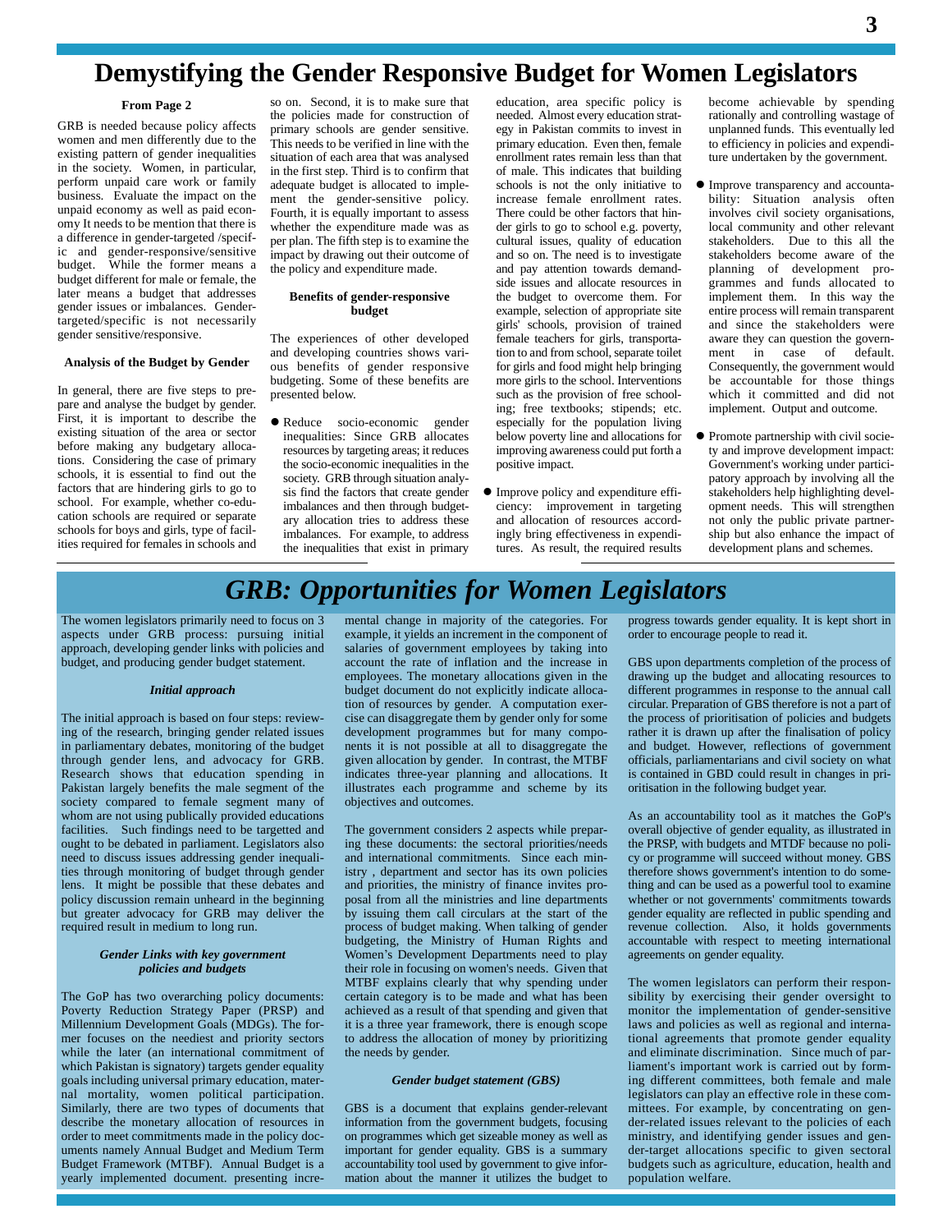# Demystifying the Gender Responsive Budget for Women Legislators

**From Page 2**

GRB is needed because policy affects women and men differently due to the existing pattern of gender inequalities in the society. Women, in particular, perform unpaid care work or family business. Evaluate the impact on the unpaid economy as well as paid economy It needs to be mention that there is a difference in gender-targeted /specific and gender-responsive/sensitive budget. While the former means a budget different for male or female, the later means a budget that addresses gender issues or imbalances. Gender-targeted/specific is not necessarily gender sensitive/responsive.

**Analysis of the Budget by Gender**

In general, there are five steps to prepare and analyse the budget by gender. First, it is important to describe the existing situation of the area or sector before making any budgetary allocations. Considering the case of primary schools, it is essential to find out the factors that are hindering girls to go to school. For example, whether co-education schools are required or separate schools for boys and girls, type of facilities required for females in schools and so on. Second, it is to make sure that the policies made for construction of primary schools are gender sensitive. This needs to be verified in line with the situation of each area that was analysed in the first step. Third is to confirm that adequate budget is allocated to implement the gender-sensitive policy. Fourth, it is equally important to assess whether the expenditure made was as per plan. The fifth step is to examine the impact by drawing out their outcome of the policy and expenditure made.

**Benefits of gender-responsive budget**

The experiences of other developed and developing countries shows various benefits of gender responsive budgeting. Some of these benefits are presented below.

- Reduce socio-economic gender inequalities: Since GRB allocates resources by targeting areas; it reduces the socio-economic inequalities in the society. GRB through situation analysis find the factors that create gender imbalances and then through budgetary allocation tries to address these imbalances. For example, to address the inequalities that exist in primary education, area specific policy is needed. Almost every education strategy in Pakistan commits to invest in primary education. Even then, female enrollment rates remain less than that of male. This indicates that building schools is not the only initiative to increase female enrollment rates. There could be other factors that hinder girls to go to school e.g. poverty, cultural issues, quality of education and so on. The need is to investigate and pay attention towards demand-side issues and allocate resources in the budget to overcome them. For example, selection of appropriate site girls' schools, provision of trained female teachers for girls, transportation to and from school, separate toilet for girls and food might help bringing more girls to the school. Interventions such as the provision of free schooling; free textbooks; stipends; etc. especially for the population living below poverty line and allocations for improving awareness could put forth a positive impact.
- Improve policy and expenditure efficiency: improvement in targeting and allocation of resources accordingly bring effectiveness in expenditures. As result, the required results become achievable by spending rationally and controlling wastage of unplanned funds. This eventually led to efficiency in policies and expenditure undertaken by the government.
- Improve transparency and accountability: Situation analysis often involves civil society organisations, local community and other relevant stakeholders. Due to this all the stakeholders become aware of the planning of development programmes and funds allocated to implement them. In this way the entire process will remain transparent and since the stakeholders were aware they can question the government in case of default. Consequently, the government would be accountable for those things which it committed and did not implement. Output and outcome.
- Promote partnership with civil society and improve development impact: Government's working under participatory approach by involving all the stakeholders help highlighting development needs. This will strengthen not only the public private partnership but also enhance the impact of development plans and schemes.

# *GRB: Opportunities for Women Legislators*

The women legislators primarily need to focus on 3 aspects under GRB process: pursuing initial approach, developing gender links with policies and budget, and producing gender budget statement.

***Initial approach***

The initial approach is based on four steps: reviewing of the research, bringing gender related issues in parliamentary debates, monitoring of the budget through gender lens, and advocacy for GRB. Research shows that education spending in Pakistan largely benefits the male segment of the society compared to female segment many of whom are not using publically provided educations facilities. Such findings need to be targetted and ought to be debated in parliament. Legislators also need to discuss issues addressing gender inequalities through monitoring of budget through gender lens. It might be possible that these debates and policy discussion remain unheard in the beginning but greater advocacy for GRB may deliver the required result in medium to long run.

***Gender Links with key government policies and budgets***

The GoP has two overarching policy documents: Poverty Reduction Strategy Paper (PRSP) and Millennium Development Goals (MDGs). The former focuses on the neediest and priority sectors while the later (an international commitment of which Pakistan is signatory) targets gender equality goals including universal primary education, maternal mortality, women political participation. Similarly, there are two types of documents that describe the monetary allocation of resources in order to meet commitments made in the policy documents namely Annual Budget and Medium Term Budget Framework (MTBF). Annual Budget is a yearly implemented document. presenting incremental change in majority of the categories. For example, it yields an increment in the component of salaries of government employees by taking into account the rate of inflation and the increase in employees. The monetary allocations given in the budget document do not explicitly indicate allocation of resources by gender. A computation exercise can disaggregate them by gender only for some development programmes but for many components it is not possible at all to disaggregate the given allocation by gender. In contrast, the MTBF indicates three-year planning and allocations. It illustrates each programme and scheme by its objectives and outcomes.

The government considers 2 aspects while preparing these documents: the sectoral priorities/needs and international commitments. Since each ministry , department and sector has its own policies and priorities, the ministry of finance invites proposal from all the ministries and line departments by issuing them call circulars at the start of the process of budget making. When talking of gender budgeting, the Ministry of Human Rights and Women's Development Departments need to play their role in focusing on women's needs. Given that MTBF explains clearly that why spending under certain category is to be made and what has been achieved as a result of that spending and given that it is a three year framework, there is enough scope to address the allocation of money by prioritizing the needs by gender.

***Gender budget statement (GBS)***

GBS is a document that explains gender-relevant information from the government budgets, focusing on programmes which get sizeable money as well as important for gender equality. GBS is a summary accountability tool used by government to give information about the manner it utilizes the budget to progress towards gender equality. It is kept short in order to encourage people to read it.

GBS upon departments completion of the process of drawing up the budget and allocating resources to different programmes in response to the annual call circular. Preparation of GBS therefore is not a part of the process of prioritisation of policies and budgets rather it is drawn up after the finalisation of policy and budget. However, reflections of government officials, parliamentarians and civil society on what is contained in GBD could result in changes in prioritisation in the following budget year.

As an accountability tool as it matches the GoP's overall objective of gender equality, as illustrated in the PRSP, with budgets and MTDF because no policy or programme will succeed without money. GBS therefore shows government's intention to do something and can be used as a powerful tool to examine whether or not governments' commitments towards gender equality are reflected in public spending and revenue collection. Also, it holds governments accountable with respect to meeting international agreements on gender equality.

The women legislators can perform their responsibility by exercising their gender oversight to monitor the implementation of gender-sensitive laws and policies as well as regional and international agreements that promote gender equality and eliminate discrimination. Since much of parliament's important work is carried out by forming different committees, both female and male legislators can play an effective role in these committees. For example, by concentrating on gender-related issues relevant to the policies of each ministry, and identifying gender issues and gender-target allocations specific to given sectoral budgets such as agriculture, education, health and population welfare.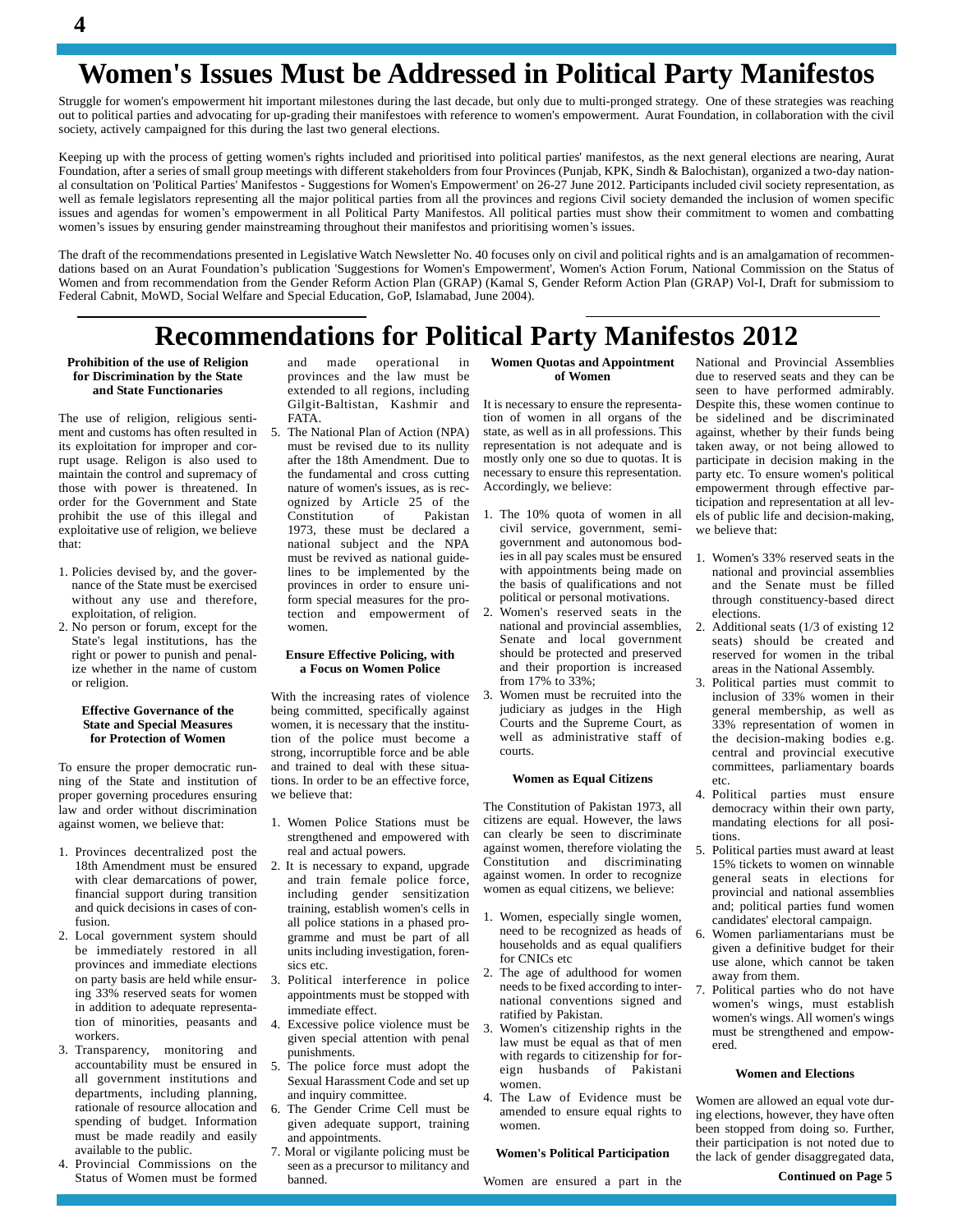# Women's Issues Must be Addressed in Political Party Manifestos

Struggle for women's empowerment hit important milestones during the last decade, but only due to multi-pronged strategy. One of these strategies was reaching out to political parties and advocating for up-grading their manifestoes with reference to women's empowerment. Aurat Foundation, in collaboration with the civil society, actively campaigned for this during the last two general elections.

Keeping up with the process of getting women's rights included and prioritised into political parties' manifestos, as the next general elections are nearing, Aurat Foundation, after a series of small group meetings with different stakeholders from four Provinces (Punjab, KPK, Sindh & Balochistan), organized a two-day national consultation on 'Political Parties' Manifestos - Suggestions for Women's Empowerment' on 26-27 June 2012. Participants included civil society representation, as well as female legislators representing all the major political parties from all the provinces and regions Civil society demanded the inclusion of women specific issues and agendas for women's empowerment in all Political Party Manifestos. All political parties must show their commitment to women and combatting women's issues by ensuring gender mainstreaming throughout their manifestos and prioritising women's issues.

The draft of the recommendations presented in Legislative Watch Newsletter No. 40 focuses only on civil and political rights and is an amalgamation of recommendations based on an Aurat Foundation's publication 'Suggestions for Women's Empowerment', Women's Action Forum, National Commission on the Status of Women and from recommendation from the Gender Reform Action Plan (GRAP) (Kamal S, Gender Reform Action Plan (GRAP) Vol-I, Draft for submissiom to Federal Cabnit, MoWD, Social Welfare and Special Education, GoP, Islamabad, June 2004).

# Recommendations for Political Party Manifestos 2012

### Prohibition of the use of Religion for Discrimination by the State and State Functionaries

The use of religion, religious sentiment and customs has often resulted in its exploitation for improper and corrupt usage. Religon is also used to maintain the control and supremacy of those with power is threatened. In order for the Government and State prohibit the use of this illegal and exploitative use of religion, we believe that:

1. Policies devised by, and the governance of the State must be exercised without any use and therefore, exploitation, of religion.
2. No person or forum, except for the State's legal institutions, has the right or power to punish and penalize whether in the name of custom or religion.

### Effective Governance of the State and Special Measures for Protection of Women

To ensure the proper democratic running of the State and institution of proper governing procedures ensuring law and order without discrimination against women, we believe that:

1. Provinces decentralized post the 18th Amendment must be ensured with clear demarcations of power, financial support during transition and quick decisions in cases of confusion.
2. Local government system should be immediately restored in all provinces and immediate elections on party basis are held while ensuring 33% reserved seats for women in addition to adequate representation of minorities, peasants and workers.
3. Transparency, monitoring and accountability must be ensured in all government institutions and departments, including planning, rationale of resource allocation and spending of budget. Information must be made readily and easily available to the public.
4. Provincial Commissions on the Status of Women must be formed and made operational in provinces and the law must be extended to all regions, including Gilgit-Baltistan, Kashmir and FATA.
5. The National Plan of Action (NPA) must be revised due to its nullity after the 18th Amendment. Due to the fundamental and cross cutting nature of women's issues, as is recognized by Article 25 of the Constitution of Pakistan 1973, these must be declared a national subject and the NPA must be revived as national guidelines to be implemented by the provinces in order to ensure uniform special measures for the protection and empowerment of women.

### Ensure Effective Policing, with a Focus on Women Police

With the increasing rates of violence being committed, specifically against women, it is necessary that the institution of the police must become a strong, incorruptible force and be able and trained to deal with these situations. In order to be an effective force, we believe that:

1. Women Police Stations must be strengthened and empowered with real and actual powers.
2. It is necessary to expand, upgrade and train female police force, including gender sensitization training, establish women's cells in all police stations in a phased programme and must be part of all units including investigation, forensics etc.
3. Political interference in police appointments must be stopped with immediate effect.
4. Excessive police violence must be given special attention with penal punishments.
5. The police force must adopt the Sexual Harassment Code and set up and inquiry committee.
6. The Gender Crime Cell must be given adequate support, training and appointments.
7. Moral or vigilante policing must be seen as a precursor to militancy and banned.

### Women Quotas and Appointment of Women

It is necessary to ensure the representation of women in all organs of the state, as well as in all professions. This representation is not adequate and is mostly only one so due to quotas. It is necessary to ensure this representation. Accordingly, we believe:

1. The 10% quota of women in all civil service, government, semi-government and autonomous bodies in all pay scales must be ensured with appointments being made on the basis of qualifications and not political or personal motivations.
2. Women's reserved seats in the national and provincial assemblies, Senate and local government should be protected and preserved and their proportion is increased from 17% to 33%;
3. Women must be recruited into the judiciary as judges in the High Courts and the Supreme Court, as well as administrative staff of courts.

### Women as Equal Citizens

The Constitution of Pakistan 1973, all citizens are equal. However, the laws can clearly be seen to discriminate against women, therefore violating the Constitution and discriminating against women. In order to recognize women as equal citizens, we believe:

1. Women, especially single women, need to be recognized as heads of households and as equal qualifiers for CNICs etc
2. The age of adulthood for women needs to be fixed according to international conventions signed and ratified by Pakistan.
3. Women's citizenship rights in the law must be equal as that of men with regards to citizenship for foreign husbands of Pakistani women.
4. The Law of Evidence must be amended to ensure equal rights to women.

### Women's Political Participation

Women are ensured a part in the National and Provincial Assemblies due to reserved seats and they can be seen to have performed admirably. Despite this, these women continue to be sidelined and be discriminated against, whether by their funds being taken away, or not being allowed to participate in decision making in the party etc. To ensure women's political empowerment through effective participation and representation at all levels of public life and decision-making, we believe that:

1. Women's 33% reserved seats in the national and provincial assemblies and the Senate must be filled through constituency-based direct elections.
2. Additional seats (1/3 of existing 12 seats) should be created and reserved for women in the tribal areas in the National Assembly.
3. Political parties must commit to inclusion of 33% women in their general membership, as well as 33% representation of women in the decision-making bodies e.g. central and provincial executive committees, parliamentary boards etc.
4. Political parties must ensure democracy within their own party, mandating elections for all positions.
5. Political parties must award at least 15% tickets to women on winnable general seats in elections for provincial and national assemblies and; political parties fund women candidates' electoral campaign.
6. Women parliamentarians must be given a definitive budget for their use alone, which cannot be taken away from them.
7. Political parties who do not have women's wings, must establish women's wings. All women's wings must be strengthened and empowered.

### Women and Elections

Women are allowed an equal vote during elections, however, they have often been stopped from doing so. Further, their participation is not noted due to the lack of gender disaggregated data,

**Continued on Page 5**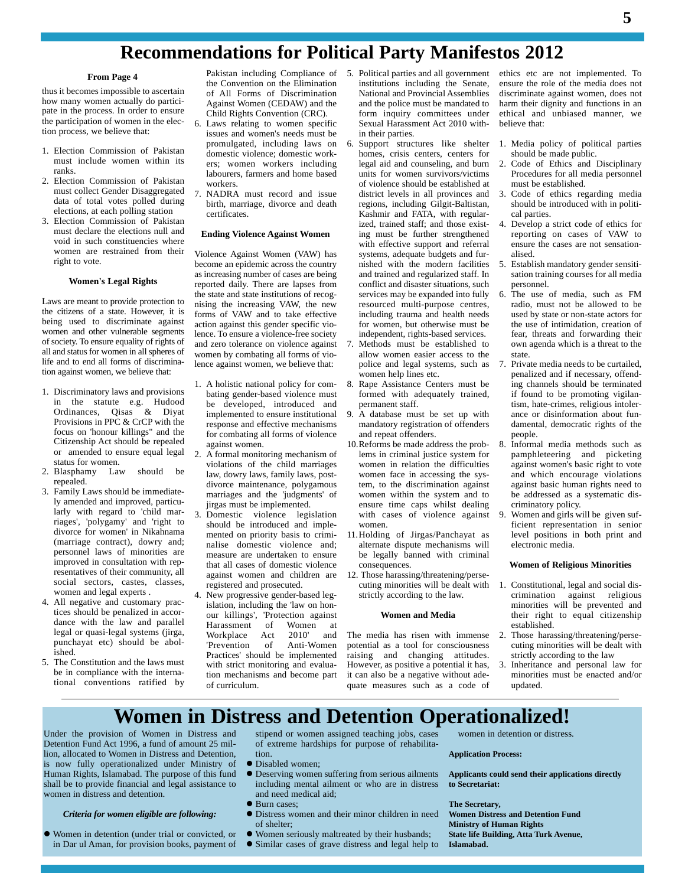# Recommendations for Political Party Manifestos 2012

**From Page 4**

thus it becomes impossible to ascertain how many women actually do participate in the process. In order to ensure the participation of women in the election process, we believe that:

1. Election Commission of Pakistan must include women within its ranks.
2. Election Commission of Pakistan must collect Gender Disaggregated data of total votes polled during elections, at each polling station
3. Election Commission of Pakistan must declare the elections null and void in such constituencies where women are restrained from their right to vote.

### Women's Legal Rights

Laws are meant to provide protection to the citizens of a state. However, it is being used to discriminate against women and other vulnerable segments of society. To ensure equality of rights of all and status for women in all spheres of life and to end all forms of discrimination against women, we believe that:

1. Discriminatory laws and provisions in the statute e.g. Hudood Ordinances, Qisas & Diyat Provisions in PPC & CrCP with the focus on 'honour killings" and the Citizenship Act should be repealed or amended to ensure equal legal status for women.
2. Blasphamy Law should be repealed.
3. Family Laws should be immediately amended and improved, particularly with regard to 'child marriages', 'polygamy' and 'right to divorce for women' in Nikahnama (marriage contract), dowry and; personnel laws of minorities are improved in consultation with representatives of their community, all social sectors, castes, classes, women and legal experts .
4. All negative and customary practices should be penalized in accordance with the law and parallel legal or quasi-legal systems (jirga, punchayat etc) should be abolished.
5. The Constitution and the laws must be in compliance with the international conventions ratified by Pakistan including Compliance of the Convention on the Elimination of All Forms of Discrimination Against Women (CEDAW) and the Child Rights Convention (CRC).
6. Laws relating to women specific issues and women's needs must be promulgated, including laws on domestic violence; domestic workers; women workers including labourers, farmers and home based workers.
7. NADRA must record and issue birth, marriage, divorce and death certificates.

### Ending Violence Against Women

Violence Against Women (VAW) has become an epidemic across the country as increasing number of cases are being reported daily. There are lapses from the state and state institutions of recognising the increasing VAW, the new forms of VAW and to take effective action against this gender specific violence. To ensure a violence-free society and zero tolerance on violence against women by combating all forms of violence against women, we believe that:

1. A holistic national policy for combating gender-based violence must be developed, introduced and implemented to ensure institutional response and effective mechanisms for combating all forms of violence against women.
2. A formal monitoring mechanism of violations of the child marriages law, dowry laws, family laws, post-divorce maintenance, polygamous marriages and the 'judgments' of jirgas must be implemented.
3. Domestic violence legislation should be introduced and implemented on priority basis to criminalise domestic violence and; measure are undertaken to ensure that all cases of domestic violence against women and children are registered and prosecuted.
4. New progressive gender-based legislation, including the 'law on honour killings', 'Protection against Harassment of Women at Workplace Act 2010' and 'Prevention of Anti-Women Practices' should be implemented with strict monitoring and evaluation mechanisms and become part of curriculum.
5. Political parties and all government institutions including the Senate, National and Provincial Assemblies and the police must be mandated to form inquiry committees under Sexual Harassment Act 2010 within their parties.
6. Support structures like shelter homes, crisis centers, centers for legal aid and counseling, and burn units for women survivors/victims of violence should be established at district levels in all provinces and regions, including Gilgit-Baltistan, Kashmir and FATA, with regularized, trained staff; and those existing must be further strengthened with effective support and referral systems, adequate budgets and furnished with the modern facilities and trained and regularized staff. In conflict and disaster situations, such services may be expanded into fully resourced multi-purpose centres, including trauma and health needs for women, but otherwise must be independent, rights-based services.
7. Methods must be established to allow women easier access to the police and legal systems, such as women help lines etc.
8. Rape Assistance Centers must be formed with adequately trained, permanent staff.
9. A database must be set up with mandatory registration of offenders and repeat offenders.
10. Reforms be made address the problems in criminal justice system for women in relation the difficulties women face in accessing the system, to the discrimination against women within the system and to ensure time caps whilst dealing with cases of violence against women.
11. Holding of Jirgas/Panchayat as alternate dispute mechanisms will be legally banned with criminal consequences.
12. Those harassing/threatening/persecuting minorities will be dealt with strictly according to the law.

### Women and Media

The media has risen with immense potential as a tool for consciousness raising and changing attitudes. However, as positive a potential it has, it can also be a negative without adequate measures such as a code of ethics etc are not implemented. To ensure the role of the media does not discriminate against women, does not harm their dignity and functions in an ethical and unbiased manner, we believe that:

1. Media policy of political parties should be made public.
2. Code of Ethics and Disciplinary Procedures for all media personnel must be established.
3. Code of ethics regarding media should be introduced with in political parties.
4. Develop a strict code of ethics for reporting on cases of VAW to ensure the cases are not sensationalised.
5. Establish mandatory gender sensitisation training courses for all media personnel.
6. The use of media, such as FM radio, must not be allowed to be used by state or non-state actors for the use of intimidation, creation of fear, threats and forwarding their own agenda which is a threat to the state.
7. Private media needs to be curtailed, penalized and if necessary, offending channels should be terminated if found to be promoting vigilantism, hate-crimes, religious intolerance or disinformation about fundamental, democratic rights of the people.
8. Informal media methods such as pamphleteering and picketing against women's basic right to vote and which encourage violations against basic human rights need to be addressed as a systematic discriminatory policy.
9. Women and girls will be given sufficient representation in senior level positions in both print and electronic media.

### Women of Religious Minorities

1. Constitutional, legal and social discrimination against religious minorities will be prevented and their right to equal citizenship established.
2. Those harassing/threatening/persecuting minorities will be dealt with strictly according to the law
3. Inheritance and personal law for minorities must be enacted and/or updated.

# Women in Distress and Detention Operationalized!

Under the provision of Women in Distress and Detention Fund Act 1996, a fund of amount 25 million, allocated to Women in Distress and Detention, is now fully operationalized under Ministry of Human Rights, Islamabad. The purpose of this fund shall be to provide financial and legal assistance to women in distress and detention.

***Criteria for women eligible are following:***

- Women in detention (under trial or convicted, or in Dar ul Aman, for provision books, payment of stipend or women assigned teaching jobs, cases of extreme hardships for purpose of rehabilitation.
- Disabled women;
- Deserving women suffering from serious ailments including mental ailment or who are in distress and need medical aid;
- Burn cases;
- Distress women and their minor children in need of shelter;
- Women seriously maltreated by their husbands;
- Similar cases of grave distress and legal help to women in detention or distress.

**Application Process:**

**Applicants could send their applications directly to Secretariat:**

**The Secretary,**
**Women Distress and Detention Fund**
**Ministry of Human Rights**
**State life Building, Atta Turk Avenue,**
**Islamabad.**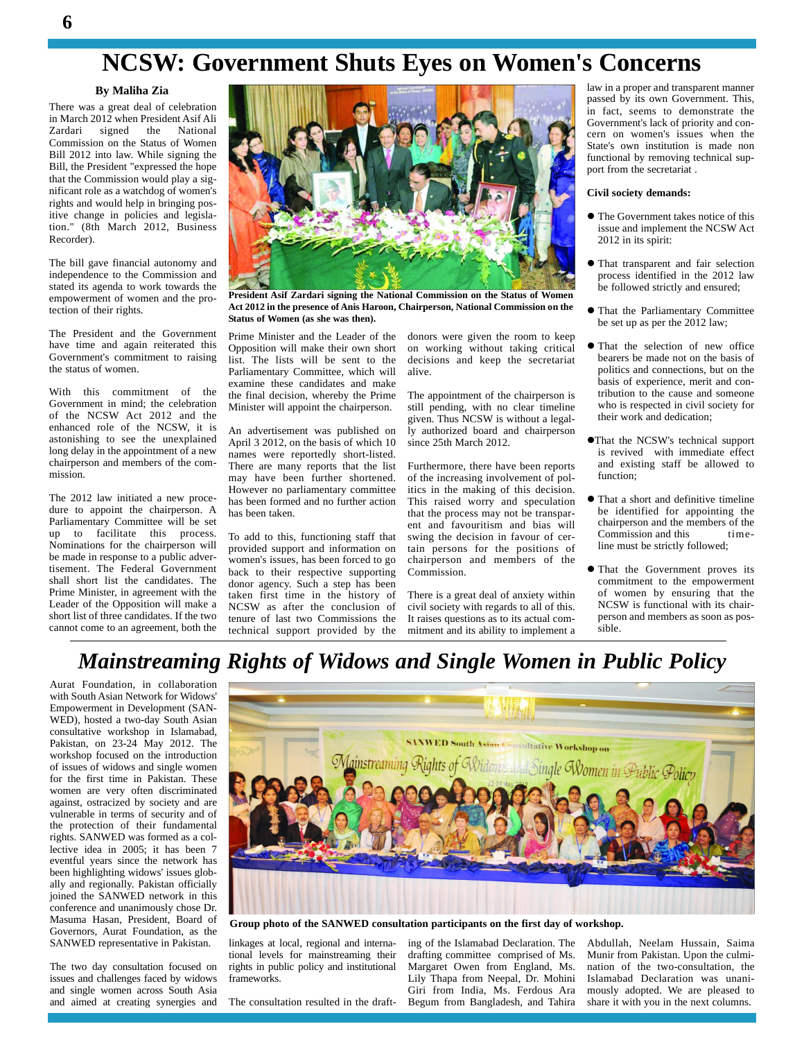# NCSW: Government Shuts Eyes on Women's Concerns

**By Maliha Zia**

There was a great deal of celebration in March 2012 when President Asif Ali Zardari signed the National Commission on the Status of Women Bill 2012 into law. While signing the Bill, the President "expressed the hope that the Commission would play a significant role as a watchdog of women's rights and would help in bringing positive change in policies and legislation." (8th March 2012, Business Recorder).

The bill gave financial autonomy and independence to the Commission and stated its agenda to work towards the empowerment of women and the protection of their rights.

The President and the Government have time and again reiterated this Government's commitment to raising the status of women.

With this commitment of the Government in mind; the celebration of the NCSW Act 2012 and the enhanced role of the NCSW, it is astonishing to see the unexplained long delay in the appointment of a new chairperson and members of the commission.

The 2012 law initiated a new procedure to appoint the chairperson. A Parliamentary Committee will be set up to facilitate this process. Nominations for the chairperson will be made in response to a public advertisement. The Federal Government shall short list the candidates. The Prime Minister, in agreement with the Leader of the Opposition will make a short list of three candidates. If the two cannot come to an agreement, both the Prime Minister and the Leader of the Opposition will make their own short list. The lists will be sent to the Parliamentary Committee, which will examine these candidates and make the final decision, whereby the Prime Minister will appoint the chairperson.

**President Asif Zardari signing the National Commission on the Status of Women Act 2012 in the presence of Anis Haroon, Chairperson, National Commission on the Status of Women (as she was then).**

An advertisement was published on April 3 2012, on the basis of which 10 names were reportedly short-listed. There are many reports that the list may have been further shortened. However no parliamentary committee has been formed and no further action has been taken.

To add to this, functioning staff that provided support and information on women's issues, has been forced to go back to their respective supporting donor agency. Such a step has been taken first time in the history of NCSW as after the conclusion of tenure of last two Commissions the technical support provided by the donors were given the room to keep on working without taking critical decisions and keep the secretariat alive.

The appointment of the chairperson is still pending, with no clear timeline given. Thus NCSW is without a legally authorized board and chairperson since 25th March 2012.

Furthermore, there have been reports of the increasing involvement of politics in the making of this decision. This raised worry and speculation that the process may not be transparent and favouritism and bias will swing the decision in favour of certain persons for the positions of chairperson and members of the Commission.

There is a great deal of anxiety within civil society with regards to all of this. It raises questions as to its actual commitment and its ability to implement a law in a proper and transparent manner passed by its own Government. This, in fact, seems to demonstrate the Government's lack of priority and concern on women's issues when the State's own institution is made non functional by removing technical support from the secretariat .

**Civil society demands:**

- The Government takes notice of this issue and implement the NCSW Act 2012 in its spirit:
- That transparent and fair selection process identified in the 2012 law be followed strictly and ensured;
- That the Parliamentary Committee be set up as per the 2012 law;
- That the selection of new office bearers be made not on the basis of politics and connections, but on the basis of experience, merit and contribution to the cause and someone who is respected in civil society for their work and dedication;
- That the NCSW's technical support is revived with immediate effect and existing staff be allowed to function;
- That a short and definitive timeline be identified for appointing the chairperson and the members of the Commission and this timeline must be strictly followed;
- That the Government proves its commitment to the empowerment of women by ensuring that the NCSW is functional with its chairperson and members as soon as possible.

# *Mainstreaming Rights of Widows and Single Women in Public Policy*

Aurat Foundation, in collaboration with South Asian Network for Widows' Empowerment in Development (SANWED), hosted a two-day South Asian consultative workshop in Islamabad, Pakistan, on 23-24 May 2012. The workshop focused on the introduction of issues of widows and single women for the first time in Pakistan. These women are very often discriminated against, ostracized by society and are vulnerable in terms of security and of the protection of their fundamental rights. SANWED was formed as a collective idea in 2005; it has been 7 eventful years since the network has been highlighting widows' issues globally and regionally. Pakistan officially joined the SANWED network in this conference and unanimously chose Dr. Masuma Hasan, President, Board of Governors, Aurat Foundation, as the SANWED representative in Pakistan.

**Group photo of the SANWED consultation participants on the first day of workshop.**

The two day consultation focused on issues and challenges faced by widows and single women across South Asia and aimed at creating synergies and linkages at local, regional and international levels for mainstreaming their rights in public policy and institutional frameworks.

The consultation resulted in the drafting of the Islamabad Declaration. The drafting committee comprised of Ms. Margaret Owen from England, Ms. Lily Thapa from Neepal, Dr. Mohini Giri from India, Ms. Ferdous Ara Begum from Bangladesh, and Tahira Abdullah, Neelam Hussain, Saima Munir from Pakistan. Upon the culmination of the two-consultation, the Islamabad Declaration was unanimously adopted. We are pleased to share it with you in the next columns.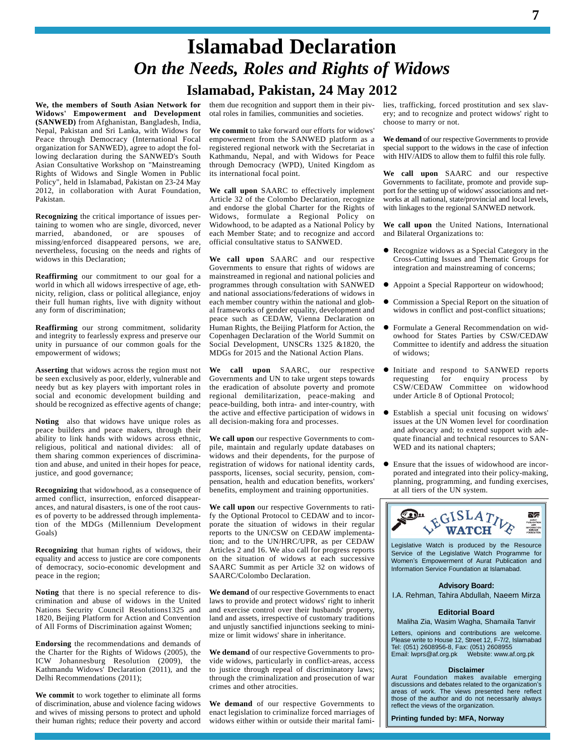# Islamabad Declaration

## *On the Needs, Roles and Rights of Widows*

### Islamabad, Pakistan, 24 May 2012

**We, the members of South Asian Network for Widows' Empowerment and Development (SANWED)** from Afghanistan, Bangladesh, India, Nepal, Pakistan and Sri Lanka, with Widows for Peace through Democracy (International Focal organization for SANWED), agree to adopt the following declaration during the SANWED's South Asian Consultative Workshop on "Mainstreaming Rights of Widows and Single Women in Public Policy", held in Islamabad, Pakistan on 23-24 May 2012, in collaboration with Aurat Foundation, Pakistan.

**Recognizing** the critical importance of issues pertaining to women who are single, divorced, never married, abandoned, or are spouses of missing/enforced disappeared persons, we are, nevertheless, focusing on the needs and rights of widows in this Declaration;

**Reaffirming** our commitment to our goal for a world in which all widows irrespective of age, ethnicity, religion, class or political allegiance, enjoy their full human rights, live with dignity without any form of discrimination;

**Reaffirming** our strong commitment, solidarity and integrity to fearlessly express and preserve our unity in pursuance of our common goals for the empowerment of widows;

**Asserting** that widows across the region must not be seen exclusively as poor, elderly, vulnerable and needy but as key players with important roles in social and economic development building and should be recognized as effective agents of change;

**Noting** also that widows have unique roles as peace builders and peace makers, through their ability to link hands with widows across ethnic, religious, political and national divides: all of them sharing common experiences of discrimination and abuse, and united in their hopes for peace, justice, and good governance;

**Recognizing** that widowhood, as a consequence of armed conflict, insurrection, enforced disappearances, and natural disasters, is one of the root causes of poverty to be addressed through implementation of the MDGs (Millennium Development Goals)

**Recognizing** that human rights of widows, their equality and access to justice are core components of democracy, socio-economic development and peace in the region;

**Noting** that there is no special reference to discrimination and abuse of widows in the United Nations Security Council Resolutions1325 and 1820, Beijing Platform for Action and Convention of All Forms of Discrimination against Women;

**Endorsing** the recommendations and demands of the Charter for the Rights of Widows (2005), the ICW Johannesburg Resolution (2009), the Kathmandu Widows' Declaration (2011), and the Delhi Recommendations (2011);

**We commit** to work together to eliminate all forms of discrimination, abuse and violence facing widows and wives of missing persons to protect and uphold their human rights; reduce their poverty and accord them due recognition and support them in their pivotal roles in families, communities and societies.

**We commit** to take forward our efforts for widows' empowerment from the SANWED platform as a registered regional network with the Secretariat in Kathmandu, Nepal, and with Widows for Peace through Democracy (WPD), United Kingdom as its international focal point.

**We call upon** SAARC to effectively implement Article 32 of the Colombo Declaration, recognize and endorse the global Charter for the Rights of Widows, formulate a Regional Policy on Widowhood, to be adapted as a National Policy by each Member State; and to recognize and accord official consultative status to SANWED.

**We call upon** SAARC and our respective Governments to ensure that rights of widows are mainstreamed in regional and national policies and programmes through consultation with SANWED and national associations/federations of widows in each member country within the national and global frameworks of gender equality, development and peace such as CEDAW, Vienna Declaration on Human Rights, the Beijing Platform for Action, the Copenhagen Declaration of the World Summit on Social Development, UNSCRs 1325 &1820, the MDGs for 2015 and the National Action Plans.

**We call upon** SAARC, our respective Governments and UN to take urgent steps towards the eradication of absolute poverty and promote regional demilitarization, peace-making and peace-building, both intra- and inter-country, with the active and effective participation of widows in all decision-making fora and processes.

**We call upon** our respective Governments to compile, maintain and regularly update databases on widows and their dependents, for the purpose of registration of widows for national identity cards, passports, licenses, social security, pension, compensation, health and education benefits, workers' benefits, employment and training opportunities.

**We call upon** our respective Governments to ratify the Optional Protocol to CEDAW and to incorporate the situation of widows in their regular reports to the UN/CSW on CEDAW implementation; and to the UN/HRC/UPR, as per CEDAW Articles 2 and 16. We also call for progress reports on the situation of widows at each successive SAARC Summit as per Article 32 on widows of SAARC/Colombo Declaration.

**We demand** of our respective Governments to enact laws to provide and protect widows' right to inherit and exercise control over their husbands' property, land and assets, irrespective of customary traditions and unjustly sanctified injunctions seeking to minimize or limit widows' share in inheritance.

**We demand** of our respective Governments to provide widows, particularly in conflict-areas, access to justice through repeal of discriminatory laws; through the criminalization and prosecution of war crimes and other atrocities.

**We demand** of our respective Governments to enact legislation to criminalize forced marriages of widows either within or outside their marital families, trafficking, forced prostitution and sex slavery; and to recognize and protect widows' right to choose to marry or not.

**We demand** of our respective Governments to provide special support to the widows in the case of infection with HIV/AIDS to allow them to fulfil this role fully.

**We call upon** SAARC and our respective Governments to facilitate, promote and provide support for the setting up of widows' associations and networks at all national, state/provincial and local levels, with linkages to the regional SANWED network.

**We call upon** the United Nations, International and Bilateral Organizations to:

- Recognize widows as a Special Category in the Cross-Cutting Issues and Thematic Groups for integration and mainstreaming of concerns;
- Appoint a Special Rapporteur on widowhood;
- Commission a Special Report on the situation of widows in conflict and post-conflict situations;
- Formulate a General Recommendation on widowhood for States Parties by CSW/CEDAW Committee to identify and address the situation of widows;
- Initiate and respond to SANWED reports requesting for enquiry process by CSW/CEDAW Committee on widowhood under Article 8 of Optional Protocol;
- Establish a special unit focusing on widows' issues at the UN Women level for coordination and advocacy and; to extend support with adequate financial and technical resources to SANWED and its national chapters;
- Ensure that the issues of widowhood are incorporated and integrated into their policy-making, planning, programming, and funding exercises, at all tiers of the UN system.

---

**LEGISLATIVE WATCH**

Legislative Watch is produced by the Resource Service of the Legislative Watch Programme for Women's Empowerment of Aurat Publication and Information Service Foundation at Islamabad.

**Advisory Board:**
I.A. Rehman, Tahira Abdullah, Naeem Mirza

**Editorial Board**
Maliha Zia, Wasim Wagha, Shamaila Tanvir

Letters, opinions and contributions are welcome. Please write to House 12, Street 12, F-7/2, Islamabad
Tel: (051) 2608956-8, Fax: (051) 2608955
Email: lwprs@af.org.pk Website: www.af.org.pk

**Disclaimer**
Aurat Foundation makes available emerging discussions and debates related to the organization's areas of work. The views presented here reflect those of the author and do not necessarily always reflect the views of the organization.

**Printing funded by: MFA, Norway**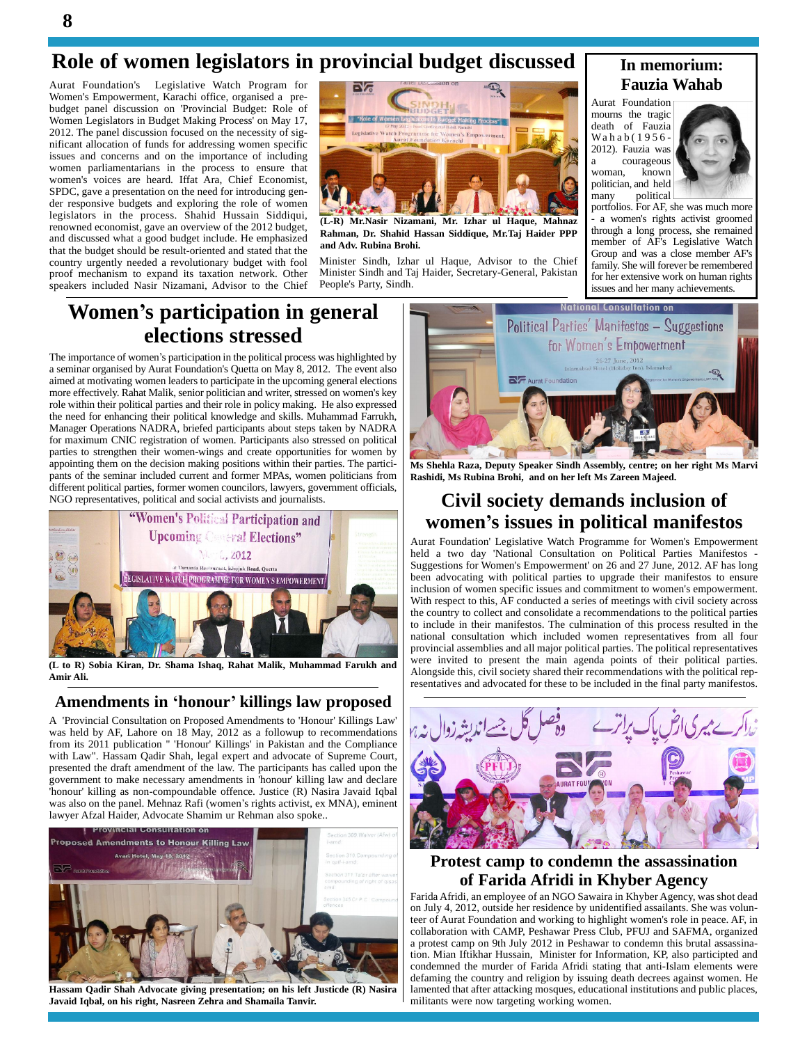# Role of women legislators in provincial budget discussed

Aurat Foundation's Legislative Watch Program for Women's Empowerment, Karachi office, organised a pre-budget panel discussion on 'Provincial Budget: Role of Women Legislators in Budget Making Process' on May 17, 2012. The panel discussion focused on the necessity of significant allocation of funds for addressing women specific issues and concerns and on the importance of including women parliamentarians in the process to ensure that women's voices are heard. Iffat Ara, Chief Economist, SPDC, gave a presentation on the need for introducing gender responsive budgets and exploring the role of women legislators in the process. Shahid Hussain Siddiqui, renowned economist, gave an overview of the 2012 budget, and discussed what a good budget include. He emphasized that the budget should be result-oriented and stated that the country urgently needed a revolutionary budget with fool proof mechanism to expand its taxation network. Other speakers included Nasir Nizamani, Advisor to the Chief Minister Sindh, Izhar ul Haque, Advisor to the Chief Minister Sindh and Taj Haider, Secretary-General, Pakistan People's Party, Sindh.

**(L-R) Mr.Nasir Nizamani, Mr. Izhar ul Haque, Mahnaz Rahman, Dr. Shahid Hassan Siddique, Mr.Taj Haider PPP and Adv. Rubina Brohi.**

## In memorium: Fauzia Wahab

Aurat Foundation mourns the tragic death of Fauzia Wahab (1956-2012). Fauzia was a courageous woman, known politician, and held many political portfolios. For AF, she was much more - a women's rights activist groomed through a long process, she remained member of AF's Legislative Watch Group and was a close member AF's family. She will forever be remembered for her extensive work on human rights issues and her many achievements.

# Women's participation in general elections stressed

The importance of women's participation in the political process was highlighted by a seminar organised by Aurat Foundation's Quetta on May 8, 2012. The event also aimed at motivating women leaders to participate in the upcoming general elections more effectively. Rahat Malik, senior politician and writer, stressed on women's key role within their political parties and their role in policy making. He also expressed the need for enhancing their political knowledge and skills. Muhammad Farrukh, Manager Operations NADRA, briefed participants about steps taken by NADRA for maximum CNIC registration of women. Participants also stressed on political parties to strengthen their women-wings and create opportunities for women by appointing them on the decision making positions within their parties. The participants of the seminar included current and former MPAs, women politicians from different political parties, former women councilors, lawyers, government officials, NGO representatives, political and social activists and journalists.

**(L to R) Sobia Kiran, Dr. Shama Ishaq, Rahat Malik, Muhammad Farukh and Amir Ali.**

**Ms Shehla Raza, Deputy Speaker Sindh Assembly, centre; on her right Ms Marvi Rashidi, Ms Rubina Brohi, and on her left Ms Zareen Majeed.**

# Civil society demands inclusion of women's issues in political manifestos

Aurat Foundation' Legislative Watch Programme for Women's Empowerment held a two day 'National Consultation on Political Parties Manifestos - Suggestions for Women's Empowerment' on 26 and 27 June, 2012. AF has long been advocating with political parties to upgrade their manifestos to ensure inclusion of women specific issues and commitment to women's empowerment. With respect to this, AF conducted a series of meetings with civil society across the country to collect and consolidate a recommendations to the political parties to include in their manifestos. The culmination of this process resulted in the national consultation which included women representatives from all four provincial assemblies and all major political parties. The political representatives were invited to present the main agenda points of their political parties. Alongside this, civil society shared their recommendations with the political representatives and advocated for these to be included in the final party manifestos.

## Amendments in 'honour' killings law proposed

A 'Provincial Consultation on Proposed Amendments to 'Honour' Killings Law' was held by AF, Lahore on 18 May, 2012 as a followup to recommendations from its 2011 publication " 'Honour' Killings' in Pakistan and the Compliance with Law". Hassam Qadir Shah, legal expert and advocate of Supreme Court, presented the draft amendment of the law. The participants has called upon the government to make necessary amendments in 'honour' killing law and declare 'honour' killing as non-compoundable offence. Justice (R) Nasira Javaid Iqbal was also on the panel. Mehnaz Rafi (women's rights activist, ex MNA), eminent lawyer Afzal Haider, Advocate Shamim ur Rehman also spoke..

**Hassam Qadir Shah Advocate giving presentation; on his left Justicde (R) Nasira Javaid Iqbal, on his right, Nasreen Zehra and Shamaila Tanvir.**

## Protest camp to condemn the assassination of Farida Afridi in Khyber Agency

Farida Afridi, an employee of an NGO Sawaira in Khyber Agency, was shot dead on July 4, 2012, outside her residence by unidentified assailants. She was volunteer of Aurat Foundation and working to highlight women's role in peace. AF, in collaboration with CAMP, Peshawar Press Club, PFUJ and SAFMA, organized a protest camp on 9th July 2012 in Peshawar to condemn this brutal assassination. Mian Iftikhar Hussain, Minister for Information, KP, also participted and condemned the murder of Farida Afridi stating that anti-Islam elements were defaming the country and religion by issuing death decrees against women. He lamented that after attacking mosques, educational institutions and public places, militants were now targeting working women.